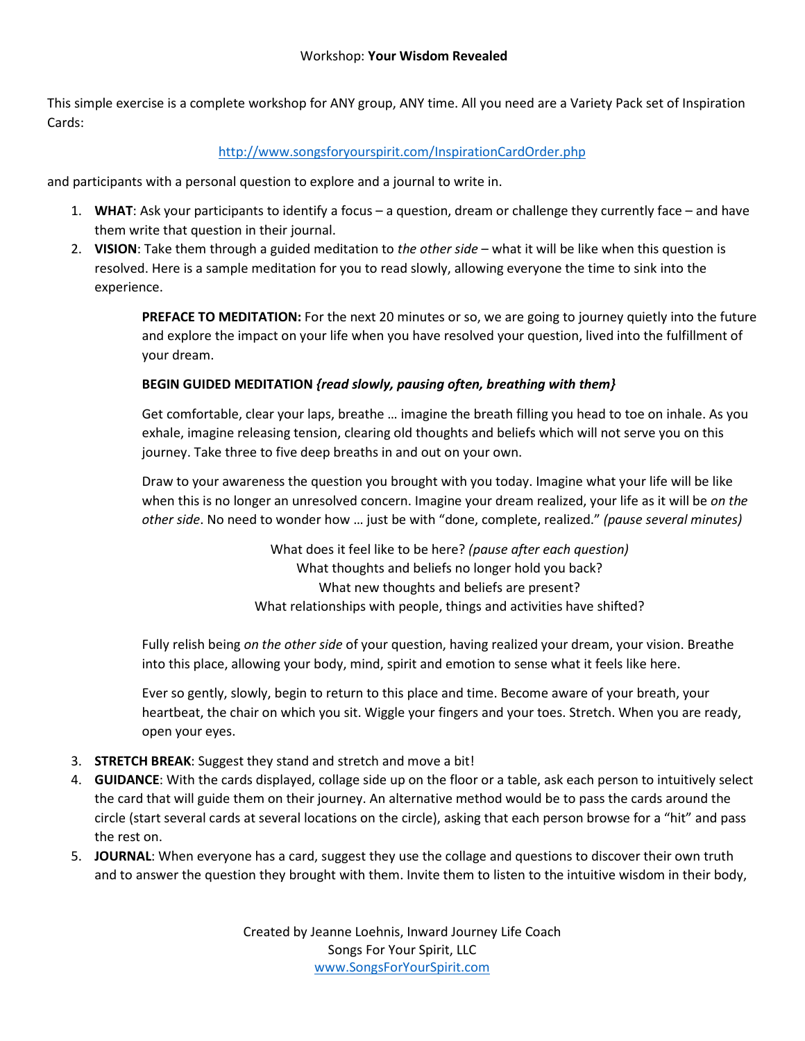Workshop: **Your Wisdom Revealed**

This simple exercise is a complete workshop for ANY group, ANY time. All you need are a Variety Pack set of Inspiration Cards:

http://www.songsforyourspirit.com/InspirationCardOrder.php

and participants with a personal question to explore and a journal to write in.

1. **WHAT**: Ask your participants to identify a focus – a question, dream or challenge they currently face – and have them write that question in their journal.
2. **VISION**: Take them through a guided meditation to *the other side* – what it will be like when this question is resolved. Here is a sample meditation for you to read slowly, allowing everyone the time to sink into the experience.

   **PREFACE TO MEDITATION:** For the next 20 minutes or so, we are going to journey quietly into the future and explore the impact on your life when you have resolved your question, lived into the fulfillment of your dream.

   **BEGIN GUIDED MEDITATION** ***{read slowly, pausing often, breathing with them}***

   Get comfortable, clear your laps, breathe … imagine the breath filling you head to toe on inhale. As you exhale, imagine releasing tension, clearing old thoughts and beliefs which will not serve you on this journey. Take three to five deep breaths in and out on your own.

   Draw to your awareness the question you brought with you today. Imagine what your life will be like when this is no longer an unresolved concern. Imagine your dream realized, your life as it will be *on the other side*. No need to wonder how … just be with "done, complete, realized." *(pause several minutes)*

   What does it feel like to be here? *(pause after each question)*
   What thoughts and beliefs no longer hold you back?
   What new thoughts and beliefs are present?
   What relationships with people, things and activities have shifted?

   Fully relish being *on the other side* of your question, having realized your dream, your vision. Breathe into this place, allowing your body, mind, spirit and emotion to sense what it feels like here.

   Ever so gently, slowly, begin to return to this place and time. Become aware of your breath, your heartbeat, the chair on which you sit. Wiggle your fingers and your toes. Stretch. When you are ready, open your eyes.

3. **STRETCH BREAK**: Suggest they stand and stretch and move a bit!
4. **GUIDANCE**: With the cards displayed, collage side up on the floor or a table, ask each person to intuitively select the card that will guide them on their journey. An alternative method would be to pass the cards around the circle (start several cards at several locations on the circle), asking that each person browse for a "hit" and pass the rest on.
5. **JOURNAL**: When everyone has a card, suggest they use the collage and questions to discover their own truth and to answer the question they brought with them. Invite them to listen to the intuitive wisdom in their body,

Created by Jeanne Loehnis, Inward Journey Life Coach
Songs For Your Spirit, LLC
www.SongsForYourSpirit.com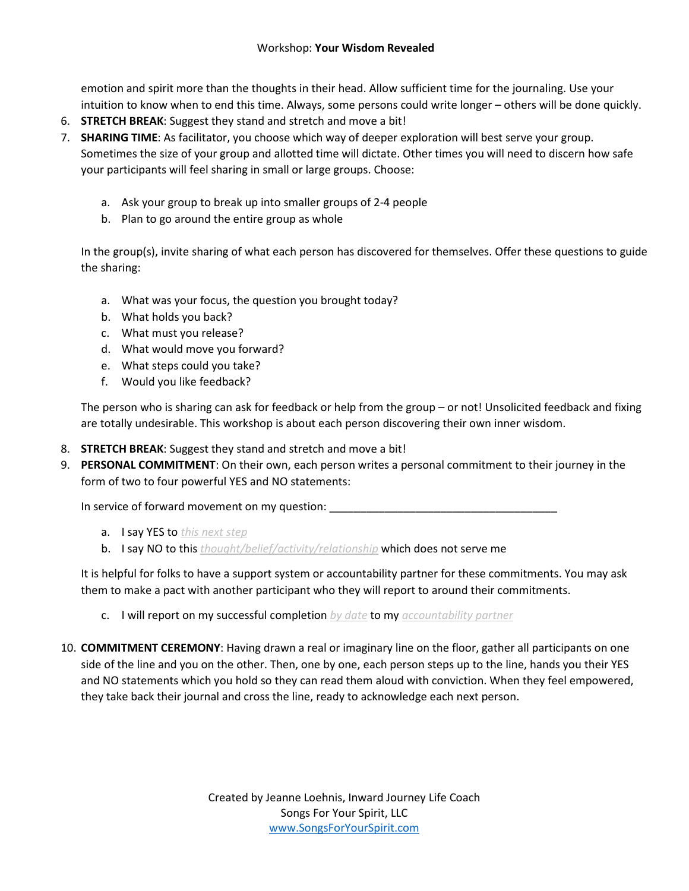emotion and spirit more than the thoughts in their head. Allow sufficient time for the journaling. Use your intuition to know when to end this time. Always, some persons could write longer – others will be done quickly.

6. **STRETCH BREAK**: Suggest they stand and stretch and move a bit!
7. **SHARING TIME**: As facilitator, you choose which way of deeper exploration will best serve your group. Sometimes the size of your group and allotted time will dictate. Other times you will need to discern how safe your participants will feel sharing in small or large groups. Choose:

   a. Ask your group to break up into smaller groups of 2-4 people
   b. Plan to go around the entire group as whole

   In the group(s), invite sharing of what each person has discovered for themselves. Offer these questions to guide the sharing:

   a. What was your focus, the question you brought today?
   b. What holds you back?
   c. What must you release?
   d. What would move you forward?
   e. What steps could you take?
   f. Would you like feedback?

   The person who is sharing can ask for feedback or help from the group – or not! Unsolicited feedback and fixing are totally undesirable. This workshop is about each person discovering their own inner wisdom.

8. **STRETCH BREAK**: Suggest they stand and stretch and move a bit!
9. **PERSONAL COMMITMENT**: On their own, each person writes a personal commitment to their journey in the form of two to four powerful YES and NO statements:

   In service of forward movement on my question: ____________________________________

   a. I say YES to *this next step*
   b. I say NO to this *thought/belief/activity/relationship* which does not serve me

   It is helpful for folks to have a support system or accountability partner for these commitments. You may ask them to make a pact with another participant who they will report to around their commitments.

   c. I will report on my successful completion *by date* to my *accountability partner*

10. **COMMITMENT CEREMONY**: Having drawn a real or imaginary line on the floor, gather all participants on one side of the line and you on the other. Then, one by one, each person steps up to the line, hands you their YES and NO statements which you hold so they can read them aloud with conviction. When they feel empowered, they take back their journal and cross the line, ready to acknowledge each next person.

Created by Jeanne Loehnis, Inward Journey Life Coach
Songs For Your Spirit, LLC
www.SongsForYourSpirit.com